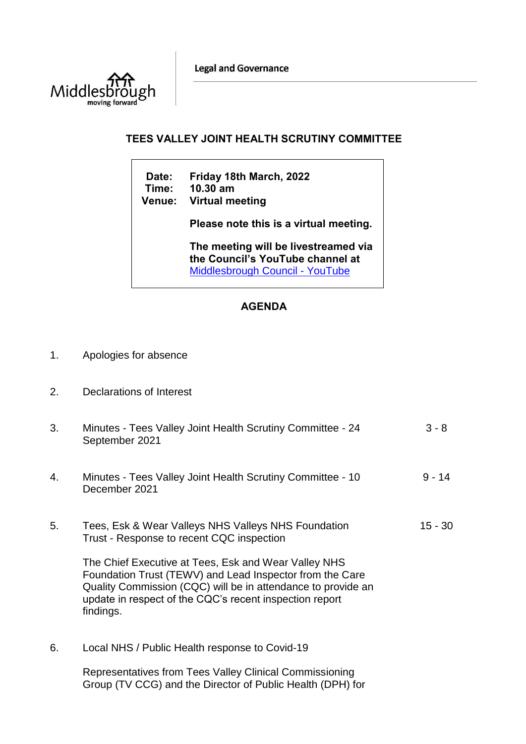Legal and Governance

# TEES VALLEY JOINT HEALTH SCRUTINY COMMITTEE

**Date:** Friday 18th March, 2022
**Time:** 10.30 am
**Venue:** Virtual meeting

**Please note this is a virtual meeting.**

**The meeting will be livestreamed via the Council's YouTube channel at** [Middlesbrough Council - YouTube](Middlesbrough Council - YouTube)

## AGENDA

1. Apologies for absence

2. Declarations of Interest

3. Minutes - Tees Valley Joint Health Scrutiny Committee - 24 September 2021 — 3 - 8

4. Minutes - Tees Valley Joint Health Scrutiny Committee - 10 December 2021 — 9 - 14

5. Tees, Esk & Wear Valleys NHS Valleys NHS Foundation Trust - Response to recent CQC inspection — 15 - 30

   The Chief Executive at Tees, Esk and Wear Valley NHS Foundation Trust (TEWV) and Lead Inspector from the Care Quality Commission (CQC) will be in attendance to provide an update in respect of the CQC's recent inspection report findings.

6. Local NHS / Public Health response to Covid-19

   Representatives from Tees Valley Clinical Commissioning Group (TV CCG) and the Director of Public Health (DPH) for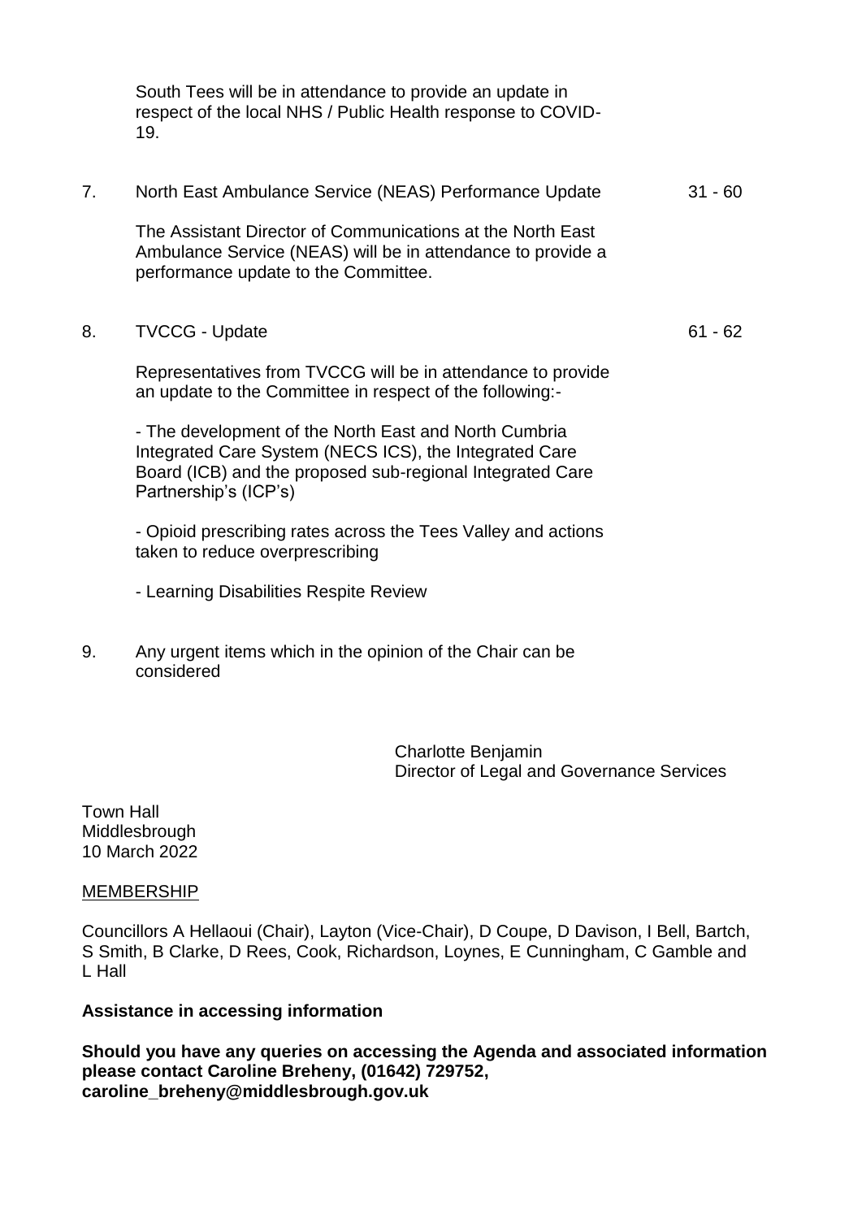South Tees will be in attendance to provide an update in respect of the local NHS / Public Health response to COVID-19.

7. North East Ambulance Service (NEAS) Performance Update — 31 - 60

   The Assistant Director of Communications at the North East Ambulance Service (NEAS) will be in attendance to provide a performance update to the Committee.

8. TVCCG - Update — 61 - 62

   Representatives from TVCCG will be in attendance to provide an update to the Committee in respect of the following:-

   - The development of the North East and North Cumbria Integrated Care System (NECS ICS), the Integrated Care Board (ICB) and the proposed sub-regional Integrated Care Partnership's (ICP's)

   - Opioid prescribing rates across the Tees Valley and actions taken to reduce overprescribing

   - Learning Disabilities Respite Review

9. Any urgent items which in the opinion of the Chair can be considered

Charlotte Benjamin
Director of Legal and Governance Services

Town Hall
Middlesbrough
10 March 2022

MEMBERSHIP

Councillors A Hellaoui (Chair), Layton (Vice-Chair), D Coupe, D Davison, I Bell, Bartch, S Smith, B Clarke, D Rees, Cook, Richardson, Loynes, E Cunningham, C Gamble and L Hall

**Assistance in accessing information**

**Should you have any queries on accessing the Agenda and associated information please contact Caroline Breheny, (01642) 729752, caroline_breheny@middlesbrough.gov.uk**